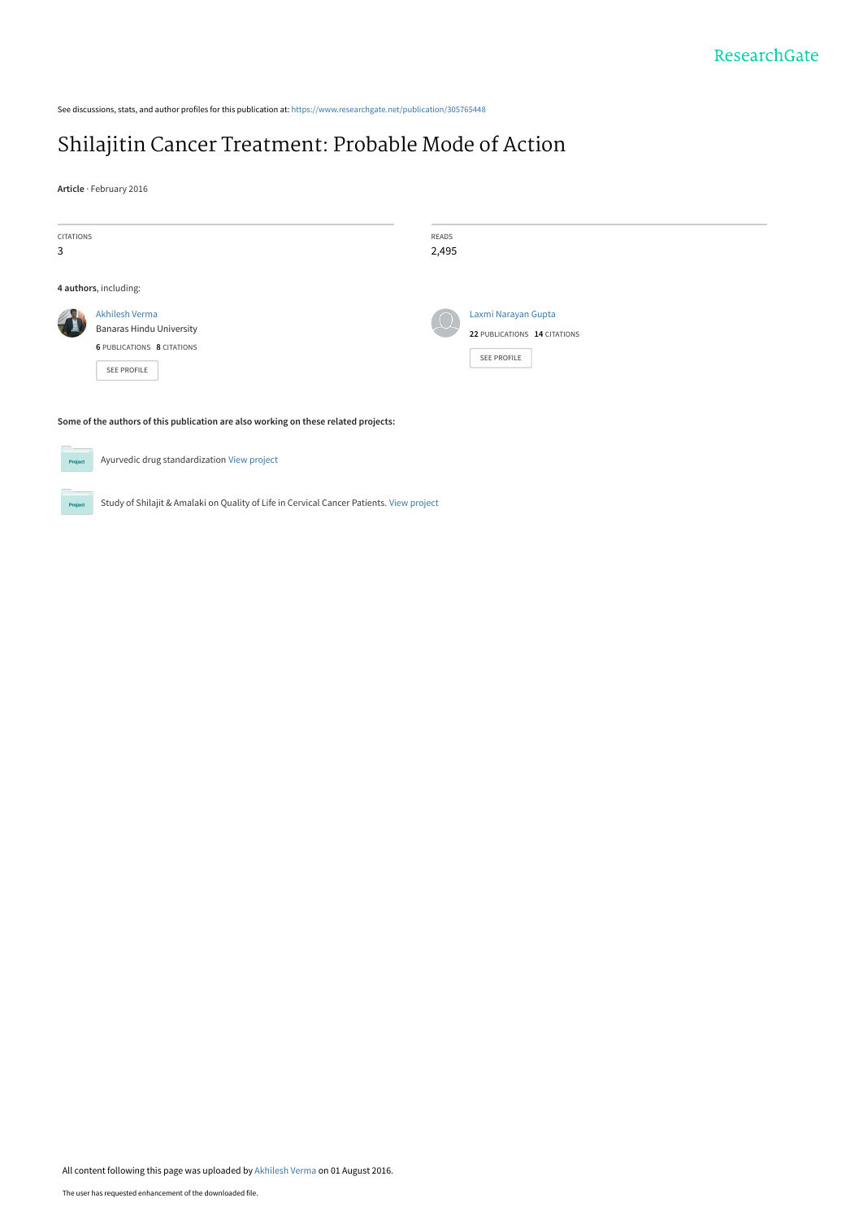See discussions, stats, and author profiles for this publication at: https://www.researchgate.net/publication/305765448

# Shilajitin Cancer Treatment: Probable Mode of Action

**Article** · February 2016

| CITATIONS | READS |
|---|---|
| 3 | 2,495 |

**4 authors**, including:

Akhilesh Verma
Banaras Hindu University
**6** PUBLICATIONS **8** CITATIONS
SEE PROFILE

Laxmi Narayan Gupta
**22** PUBLICATIONS **14** CITATIONS
SEE PROFILE

**Some of the authors of this publication are also working on these related projects:**

Ayurvedic drug standardization View project

Study of Shilajit & Amalaki on Quality of Life in Cervical Cancer Patients. View project

All content following this page was uploaded by Akhilesh Verma on 01 August 2016.

The user has requested enhancement of the downloaded file.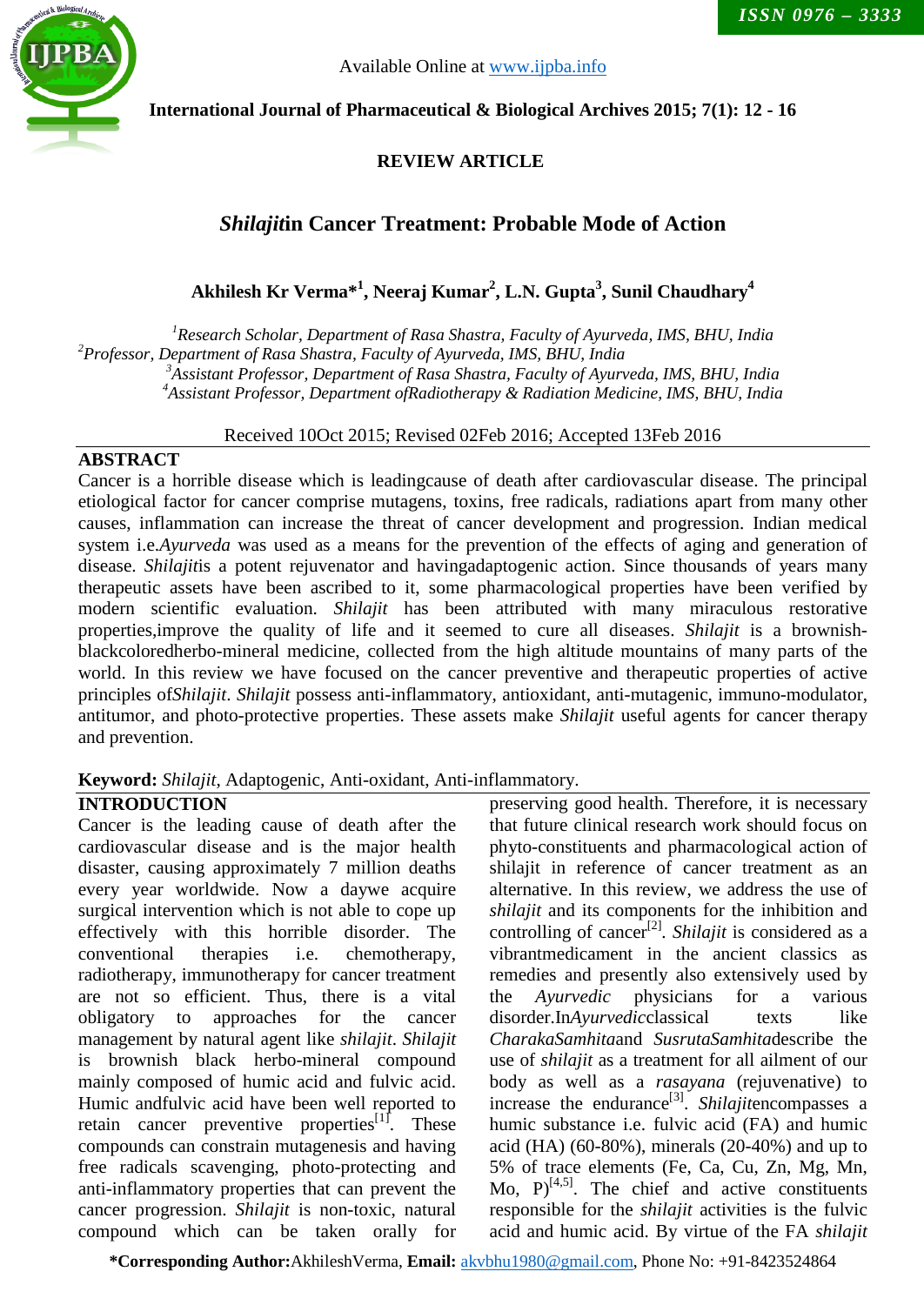Available Online at www.ijpba.info

**International Journal of Pharmaceutical & Biological Archives 2015; 7(1): 12 - 16**

**REVIEW ARTICLE**

# *Shilajit*in Cancer Treatment: Probable Mode of Action

**Akhilesh Kr Verma*[1], Neeraj Kumar[2], L.N. Gupta[3], Sunil Chaudhary[4]**

[1]*Research Scholar, Department of Rasa Shastra, Faculty of Ayurveda, IMS, BHU, India*
[2]*Professor, Department of Rasa Shastra, Faculty of Ayurveda, IMS, BHU, India*
[3]*Assistant Professor, Department of Rasa Shastra, Faculty of Ayurveda, IMS, BHU, India*
[4]*Assistant Professor, Department ofRadiotherapy & Radiation Medicine, IMS, BHU, India*

Received 10Oct 2015; Revised 02Feb 2016; Accepted 13Feb 2016

## ABSTRACT

Cancer is a horrible disease which is leadingcause of death after cardiovascular disease. The principal etiological factor for cancer comprise mutagens, toxins, free radicals, radiations apart from many other causes, inflammation can increase the threat of cancer development and progression. Indian medical system i.e.*Ayurveda* was used as a means for the prevention of the effects of aging and generation of disease. *Shilajit*is a potent rejuvenator and havingadaptogenic action. Since thousands of years many therapeutic assets have been ascribed to it, some pharmacological properties have been verified by modern scientific evaluation. *Shilajit* has been attributed with many miraculous restorative properties,improve the quality of life and it seemed to cure all diseases. *Shilajit* is a brownish-blackcoloredherbo-mineral medicine, collected from the high altitude mountains of many parts of the world. In this review we have focused on the cancer preventive and therapeutic properties of active principles of*Shilajit*. *Shilajit* possess anti-inflammatory, antioxidant, anti-mutagenic, immuno-modulator, antitumor, and photo-protective properties. These assets make *Shilajit* useful agents for cancer therapy and prevention.

**Keyword:** *Shilajit*, Adaptogenic, Anti-oxidant, Anti-inflammatory.

## INTRODUCTION

Cancer is the leading cause of death after the cardiovascular disease and is the major health disaster, causing approximately 7 million deaths every year worldwide. Now a daywe acquire surgical intervention which is not able to cope up effectively with this horrible disorder. The conventional therapies i.e. chemotherapy, radiotherapy, immunotherapy for cancer treatment are not so efficient. Thus, there is a vital obligatory to approaches for the cancer management by natural agent like *shilajit*. *Shilajit* is brownish black herbo-mineral compound mainly composed of humic acid and fulvic acid. Humic andfulvic acid have been well reported to retain cancer preventive properties[1]. These compounds can constrain mutagenesis and having free radicals scavenging, photo-protecting and anti-inflammatory properties that can prevent the cancer progression. *Shilajit* is non-toxic, natural compound which can be taken orally for preserving good health. Therefore, it is necessary that future clinical research work should focus on phyto-constituents and pharmacological action of shilajit in reference of cancer treatment as an alternative. In this review, we address the use of *shilajit* and its components for the inhibition and controlling of cancer[2]. *Shilajit* is considered as a vibrantmedicament in the ancient classics as remedies and presently also extensively used by the *Ayurvedic* physicians for a various disorder.In*Ayurvedic*classical texts like *CharakaSamhita*and *SusrutaSamhita*describe the use of *shilajit* as a treatment for all ailment of our body as well as a *rasayana* (rejuvenative) to increase the endurance[3]. *Shilajit*encompasses a humic substance i.e. fulvic acid (FA) and humic acid (HA) (60-80%), minerals (20-40%) and up to 5% of trace elements (Fe, Ca, Cu, Zn, Mg, Mn, Mo, P)[4,5]. The chief and active constituents responsible for the *shilajit* activities is the fulvic acid and humic acid. By virtue of the FA *shilajit*

***Corresponding Author:**AkhileshVerma, **Email:** akvbhu1980@gmail.com, Phone No: +91-8423524864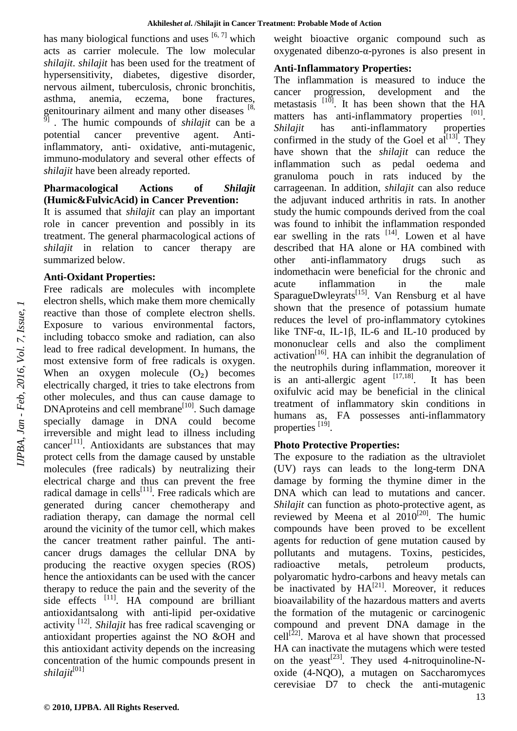has many biological functions and uses [6, 7] which acts as carrier molecule. The low molecular *shilajit*. *shilajit* has been used for the treatment of hypersensitivity, diabetes, digestive disorder, nervous ailment, tuberculosis, chronic bronchitis, asthma, anemia, eczema, bone fractures, genitourinary ailment and many other diseases [8, 9] . The humic compounds of *shilajit* can be a potential cancer preventive agent. Anti-inflammatory, anti- oxidative, anti-mutagenic, immuno-modulatory and several other effects of *shilajit* have been already reported.

## Pharmacological Actions of *Shilajit* (Humic&FulvicAcid) in Cancer Prevention:

It is assumed that *shilajit* can play an important role in cancer prevention and possibly in its treatment. The general pharmacological actions of *shilajit* in relation to cancer therapy are summarized below.

### Anti-Oxidant Properties:

Free radicals are molecules with incomplete electron shells, which make them more chemically reactive than those of complete electron shells. Exposure to various environmental factors, including tobacco smoke and radiation, can also lead to free radical development. In humans, the most extensive form of free radicals is oxygen. When an oxygen molecule ($O_2$) becomes electrically charged, it tries to take electrons from other molecules, and thus can cause damage to DNAproteins and cell membrane[10]. Such damage specially damage in DNA could become irreversible and might lead to illness including cancer[11]. Antioxidants are substances that may protect cells from the damage caused by unstable molecules (free radicals) by neutralizing their electrical charge and thus can prevent the free radical damage in cells[11]. Free radicals which are generated during cancer chemotherapy and radiation therapy, can damage the normal cell around the vicinity of the tumor cell, which makes the cancer treatment rather painful. The anti-cancer drugs damages the cellular DNA by producing the reactive oxygen species (ROS) hence the antioxidants can be used with the cancer therapy to reduce the pain and the severity of the side effects [11]. HA compound are brilliant antioxidantsalong with anti-lipid per-oxidative activity [12]. *Shilajit* has free radical scavenging or antioxidant properties against the NO &OH and this antioxidant activity depends on the increasing concentration of the humic compounds present in *shilajit*[01]

weight bioactive organic compound such as oxygenated dibenzo-α-pyrones is also present in

### Anti-Inflammatory Properties:

The inflammation is measured to induce the cancer progression, development and the metastasis [10]. It has been shown that the HA matters has anti-inflammatory properties [01]. *Shilajit* has anti-inflammatory properties confirmed in the study of the Goel et al[13]. They have shown that the *shilajit* can reduce the inflammation such as pedal oedema and granuloma pouch in rats induced by the carrageenan. In addition, *shilajit* can also reduce the adjuvant induced arthritis in rats. In another study the humic compounds derived from the coal was found to inhibit the inflammation responded ear swelling in the rats [14]. Lowen et al have described that HA alone or HA combined with other anti-inflammatory drugs such as indomethacin were beneficial for the chronic and acute inflammation in the male SparagueDwleyrats[15]. Van Rensburg et al have shown that the presence of potassium humate reduces the level of pro-inflammatory cytokines like TNF-α, IL-1β, IL-6 and IL-10 produced by mononuclear cells and also the compliment activation[16]. HA can inhibit the degranulation of the neutrophils during inflammation, moreover it is an anti-allergic agent [17,18]. It has been oxifulvic acid may be beneficial in the clinical treatment of inflammatory skin conditions in humans as, FA possesses anti-inflammatory properties [19].

### Photo Protective Properties:

The exposure to the radiation as the ultraviolet (UV) rays can leads to the long-term DNA damage by forming the thymine dimer in the DNA which can lead to mutations and cancer. *Shilajit* can function as photo-protective agent, as reviewed by Meena et al 2010[20]. The humic compounds have been proved to be excellent agents for reduction of gene mutation caused by pollutants and mutagens. Toxins, pesticides, radioactive metals, petroleum products, polyaromatic hydro-carbons and heavy metals can be inactivated by HA[21]. Moreover, it reduces bioavailability of the hazardous matters and averts the formation of the mutagenic or carcinogenic compound and prevent DNA damage in the cell[22]. Marova et al have shown that processed HA can inactivate the mutagens which were tested on the yeast[23]. They used 4-nitroquinoline-N-oxide (4-NQO), a mutagen on Saccharomyces cerevisiae D7 to check the anti-mutagenic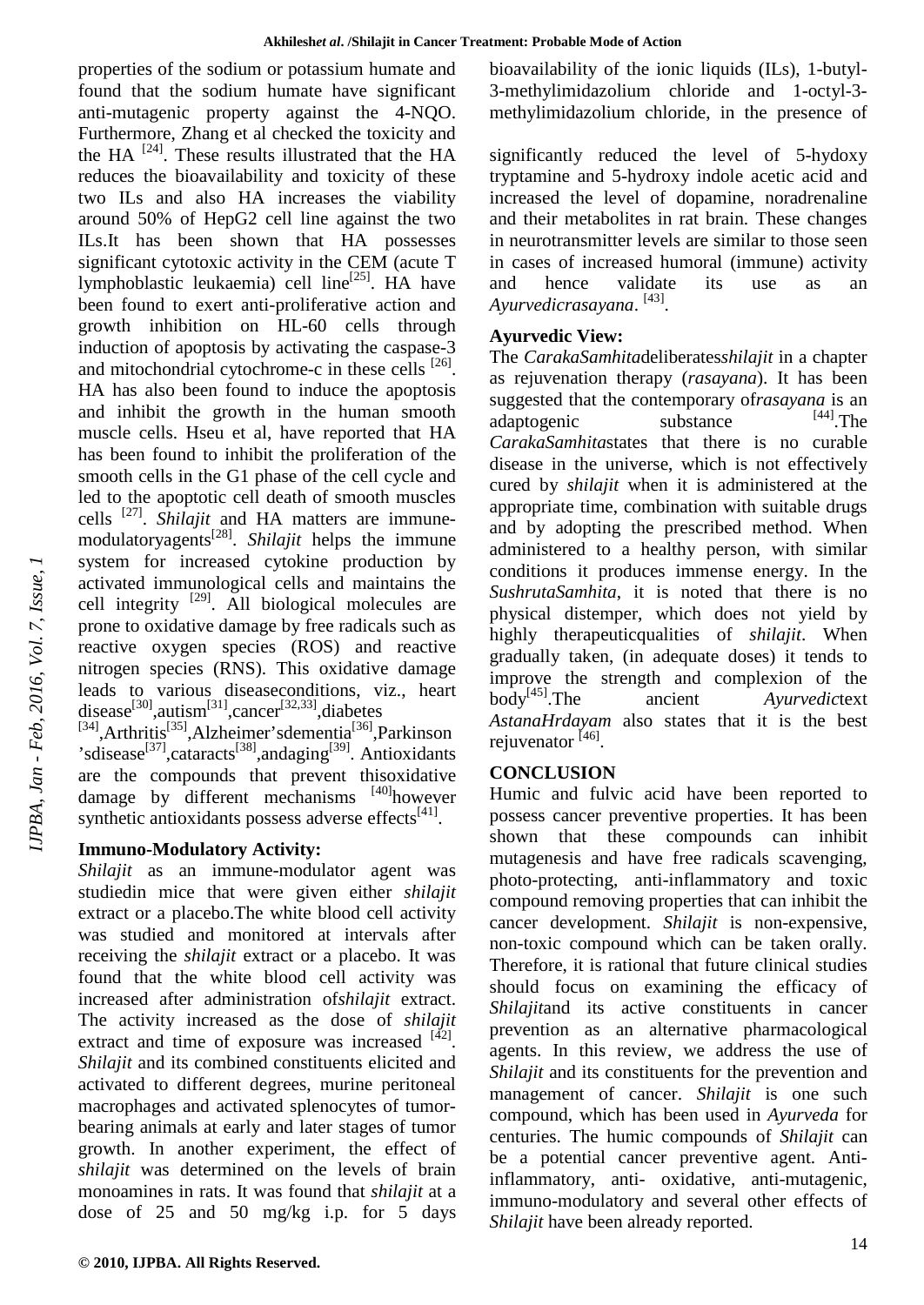properties of the sodium or potassium humate and found that the sodium humate have significant anti-mutagenic property against the 4-NQO. Furthermore, Zhang et al checked the toxicity and the HA [24]. These results illustrated that the HA reduces the bioavailability and toxicity of these two ILs and also HA increases the viability around 50% of HepG2 cell line against the two ILs.It has been shown that HA possesses significant cytotoxic activity in the CEM (acute T lymphoblastic leukaemia) cell line[25]. HA have been found to exert anti-proliferative action and growth inhibition on HL-60 cells through induction of apoptosis by activating the caspase-3 and mitochondrial cytochrome-c in these cells [26]. HA has also been found to induce the apoptosis and inhibit the growth in the human smooth muscle cells. Hseu et al, have reported that HA has been found to inhibit the proliferation of the smooth cells in the G1 phase of the cell cycle and led to the apoptotic cell death of smooth muscles cells [27]. *Shilajit* and HA matters are immune-modulatoryagents[28]. *Shilajit* helps the immune system for increased cytokine production by activated immunological cells and maintains the cell integrity [29]. All biological molecules are prone to oxidative damage by free radicals such as reactive oxygen species (ROS) and reactive nitrogen species (RNS). This oxidative damage leads to various diseaseconditions, viz., heart disease[30],autism[31],cancer[32,33],diabetes [34],Arthritis[35],Alzheimer'sdementia[36],Parkinson'sdisease[37],cataracts[38],andaging[39]. Antioxidants are the compounds that prevent thisoxidative damage by different mechanisms [40]however synthetic antioxidants possess adverse effects[41].

### Immuno-Modulatory Activity:

*Shilajit* as an immune-modulator agent was studiedin mice that were given either *shilajit* extract or a placebo.The white blood cell activity was studied and monitored at intervals after receiving the *shilajit* extract or a placebo. It was found that the white blood cell activity was increased after administration of*shilajit* extract. The activity increased as the dose of *shilajit* extract and time of exposure was increased [42]. *Shilajit* and its combined constituents elicited and activated to different degrees, murine peritoneal macrophages and activated splenocytes of tumor-bearing animals at early and later stages of tumor growth. In another experiment, the effect of *shilajit* was determined on the levels of brain monoamines in rats. It was found that *shilajit* at a dose of 25 and 50 mg/kg i.p. for 5 days significantly reduced the level of 5-hydoxy tryptamine and 5-hydroxy indole acetic acid and increased the level of dopamine, noradrenaline and their metabolites in rat brain. These changes in neurotransmitter levels are similar to those seen in cases of increased humoral (immune) activity and hence validate its use as an *Ayurvedicrasayana*. [43].

bioavailability of the ionic liquids (ILs), 1-butyl-3-methylimidazolium chloride and 1-octyl-3-methylimidazolium chloride, in the presence of

### Ayurvedic View:

The *CarakaSamhita*deliberates*shilajit* in a chapter as rejuvenation therapy (*rasayana*). It has been suggested that the contemporary of*rasayana* is an adaptogenic substance [44].The *CarakaSamhita*states that there is no curable disease in the universe, which is not effectively cured by *shilajit* when it is administered at the appropriate time, combination with suitable drugs and by adopting the prescribed method. When administered to a healthy person, with similar conditions it produces immense energy. In the *SushrutaSamhita*, it is noted that there is no physical distemper, which does not yield by highly therapeuticqualities of *shilajit*. When gradually taken, (in adequate doses) it tends to improve the strength and complexion of the body[45].The ancient *Ayurvedic*text *AstanaHrdayam* also states that it is the best rejuvenator [46].

## CONCLUSION

Humic and fulvic acid have been reported to possess cancer preventive properties. It has been shown that these compounds can inhibit mutagenesis and have free radicals scavenging, photo-protecting, anti-inflammatory and toxic compound removing properties that can inhibit the cancer development. *Shilajit* is non-expensive, non-toxic compound which can be taken orally. Therefore, it is rational that future clinical studies should focus on examining the efficacy of *Shilajit*and its active constituents in cancer prevention as an alternative pharmacological agents. In this review, we address the use of *Shilajit* and its constituents for the prevention and management of cancer. *Shilajit* is one such compound, which has been used in *Ayurveda* for centuries. The humic compounds of *Shilajit* can be a potential cancer preventive agent. Anti-inflammatory, anti- oxidative, anti-mutagenic, immuno-modulatory and several other effects of *Shilajit* have been already reported.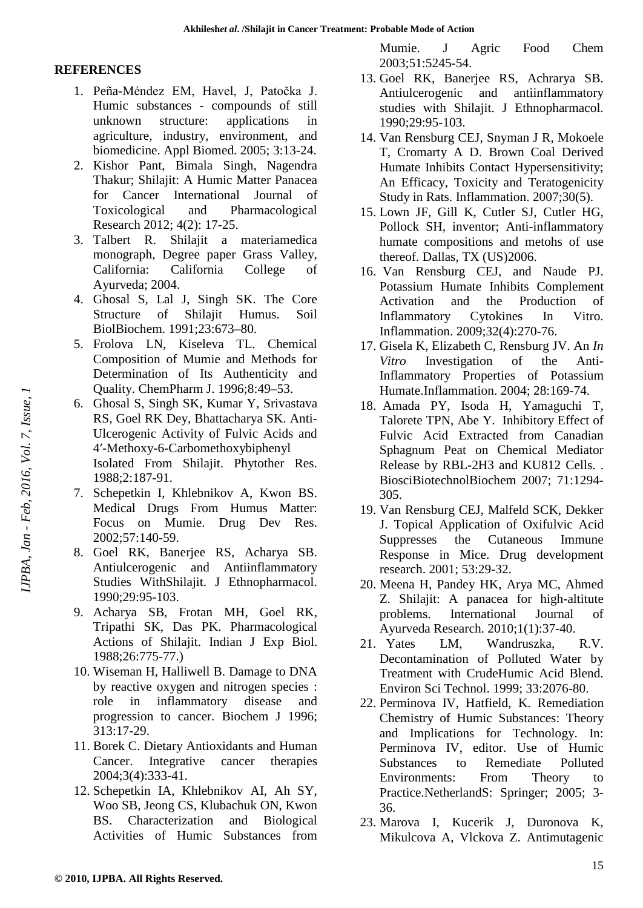## REFERENCES

1. Peña-Méndez EM, Havel, J, Patočka J. Humic substances - compounds of still unknown structure: applications in agriculture, industry, environment, and biomedicine. Appl Biomed. 2005; 3:13-24.
2. Kishor Pant, Bimala Singh, Nagendra Thakur; Shilajit: A Humic Matter Panacea for Cancer International Journal of Toxicological and Pharmacological Research 2012; 4(2): 17-25.
3. Talbert R. Shilajit a materiamedica monograph, Degree paper Grass Valley, California: California College of Ayurveda; 2004.
4. Ghosal S, Lal J, Singh SK. The Core Structure of Shilajit Humus. Soil BiolBiochem. 1991;23:673–80.
5. Frolova LN, Kiseleva TL. Chemical Composition of Mumie and Methods for Determination of Its Authenticity and Quality. ChemPharm J. 1996;8:49–53.
6. Ghosal S, Singh SK, Kumar Y, Srivastava RS, Goel RK Dey, Bhattacharya SK. Anti-Ulcerogenic Activity of Fulvic Acids and 4′-Methoxy-6-Carbomethoxybiphenyl Isolated From Shilajit. Phytother Res. 1988;2:187-91.
7. Schepetkin I, Khlebnikov A, Kwon BS. Medical Drugs From Humus Matter: Focus on Mumie. Drug Dev Res. 2002;57:140-59.
8. Goel RK, Banerjee RS, Acharya SB. Antiulcerogenic and Antiinflammatory Studies WithShilajit. J Ethnopharmacol. 1990;29:95-103.
9. Acharya SB, Frotan MH, Goel RK, Tripathi SK, Das PK. Pharmacological Actions of Shilajit. Indian J Exp Biol. 1988;26:775-77.)
10. Wiseman H, Halliwell B. Damage to DNA by reactive oxygen and nitrogen species : role in inflammatory disease and progression to cancer. Biochem J 1996; 313:17-29.
11. Borek C. Dietary Antioxidants and Human Cancer. Integrative cancer therapies 2004;3(4):333-41.
12. Schepetkin IA, Khlebnikov AI, Ah SY, Woo SB, Jeong CS, Klubachuk ON, Kwon BS. Characterization and Biological Activities of Humic Substances from Mumie. J Agric Food Chem 2003;51:5245-54.
13. Goel RK, Banerjee RS, Achrarya SB. Antiulcerogenic and antiinflammatory studies with Shilajit. J Ethnopharmacol. 1990;29:95-103.
14. Van Rensburg CEJ, Snyman J R, Mokoele T, Cromarty A D. Brown Coal Derived Humate Inhibits Contact Hypersensitivity; An Efficacy, Toxicity and Teratogenicity Study in Rats. Inflammation. 2007;30(5).
15. Lown JF, Gill K, Cutler SJ, Cutler HG, Pollock SH, inventor; Anti-inflammatory humate compositions and metohs of use thereof. Dallas, TX (US)2006.
16. Van Rensburg CEJ, and Naude PJ. Potassium Humate Inhibits Complement Activation and the Production of Inflammatory Cytokines In Vitro. Inflammation. 2009;32(4):270-76.
17. Gisela K, Elizabeth C, Rensburg JV. An *In Vitro* Investigation of the Anti-Inflammatory Properties of Potassium Humate.Inflammation. 2004; 28:169-74.
18. Amada PY, Isoda H, Yamaguchi T, Talorete TPN, Abe Y. Inhibitory Effect of Fulvic Acid Extracted from Canadian Sphagnum Peat on Chemical Mediator Release by RBL-2H3 and KU812 Cells. . BiosciBiotechnolBiochem 2007; 71:1294-305.
19. Van Rensburg CEJ, Malfeld SCK, Dekker J. Topical Application of Oxifulvic Acid Suppresses the Cutaneous Immune Response in Mice. Drug development research. 2001; 53:29-32.
20. Meena H, Pandey HK, Arya MC, Ahmed Z. Shilajit: A panacea for high-altitute problems. International Journal of Ayurveda Research. 2010;1(1):37-40.
21. Yates LM, Wandruszka, R.V. Decontamination of Polluted Water by Treatment with CrudeHumic Acid Blend. Environ Sci Technol. 1999; 33:2076-80.
22. Perminova IV, Hatfield, K. Remediation Chemistry of Humic Substances: Theory and Implications for Technology. In: Perminova IV, editor. Use of Humic Substances to Remediate Polluted Environments: From Theory to Practice.NetherlandS: Springer; 2005; 3-36.
23. Marova I, Kucerik J, Duronova K, Mikulcova A, Vlckova Z. Antimutagenic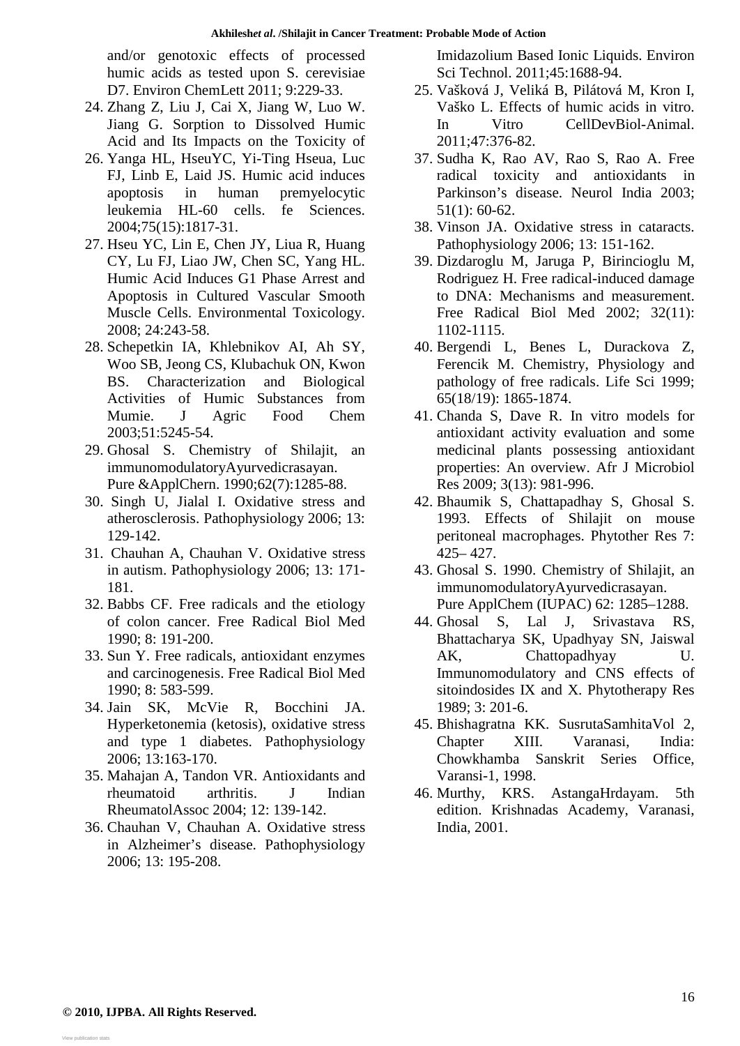and/or genotoxic effects of processed humic acids as tested upon S. cerevisiae D7. Environ ChemLett 2011; 9:229-33.

24. Zhang Z, Liu J, Cai X, Jiang W, Luo W. Jiang G. Sorption to Dissolved Humic Acid and Its Impacts on the Toxicity of Imidazolium Based Ionic Liquids. Environ Sci Technol. 2011;45:1688-94.
26. Yanga HL, HseuYC, Yi-Ting Hseua, Luc FJ, Linb E, Laid JS. Humic acid induces apoptosis in human premyelocytic leukemia HL-60 cells. fe Sciences. 2004;75(15):1817-31.
27. Hseu YC, Lin E, Chen JY, Liua R, Huang CY, Lu FJ, Liao JW, Chen SC, Yang HL. Humic Acid Induces G1 Phase Arrest and Apoptosis in Cultured Vascular Smooth Muscle Cells. Environmental Toxicology. 2008; 24:243-58.
28. Schepetkin IA, Khlebnikov AI, Ah SY, Woo SB, Jeong CS, Klubachuk ON, Kwon BS. Characterization and Biological Activities of Humic Substances from Mumie. J Agric Food Chem 2003;51:5245-54.
29. Ghosal S. Chemistry of Shilajit, an immunomodulatoryAyurvedicrasayan. Pure &ApplChern. 1990;62(7):1285-88.
30. Singh U, Jialal I. Oxidative stress and atherosclerosis. Pathophysiology 2006; 13: 129-142.
31. Chauhan A, Chauhan V. Oxidative stress in autism. Pathophysiology 2006; 13: 171-181.
32. Babbs CF. Free radicals and the etiology of colon cancer. Free Radical Biol Med 1990; 8: 191-200.
33. Sun Y. Free radicals, antioxidant enzymes and carcinogenesis. Free Radical Biol Med 1990; 8: 583-599.
34. Jain SK, McVie R, Bocchini JA. Hyperketonemia (ketosis), oxidative stress and type 1 diabetes. Pathophysiology 2006; 13:163-170.
35. Mahajan A, Tandon VR. Antioxidants and rheumatoid arthritis. J Indian RheumatolAssoc 2004; 12: 139-142.
36. Chauhan V, Chauhan A. Oxidative stress in Alzheimer's disease. Pathophysiology 2006; 13: 195-208.
25. Vašková J, Veliká B, Pilátová M, Kron I, Vaško L. Effects of humic acids in vitro. In Vitro CellDevBiol-Animal. 2011;47:376-82.
37. Sudha K, Rao AV, Rao S, Rao A. Free radical toxicity and antioxidants in Parkinson's disease. Neurol India 2003; 51(1): 60-62.
38. Vinson JA. Oxidative stress in cataracts. Pathophysiology 2006; 13: 151-162.
39. Dizdaroglu M, Jaruga P, Birincioglu M, Rodriguez H. Free radical-induced damage to DNA: Mechanisms and measurement. Free Radical Biol Med 2002; 32(11): 1102-1115.
40. Bergendi L, Benes L, Durackova Z, Ferencik M. Chemistry, Physiology and pathology of free radicals. Life Sci 1999; 65(18/19): 1865-1874.
41. Chanda S, Dave R. In vitro models for antioxidant activity evaluation and some medicinal plants possessing antioxidant properties: An overview. Afr J Microbiol Res 2009; 3(13): 981-996.
42. Bhaumik S, Chattapadhay S, Ghosal S. 1993. Effects of Shilajit on mouse peritoneal macrophages. Phytother Res 7: 425– 427.
43. Ghosal S. 1990. Chemistry of Shilajit, an immunomodulatoryAyurvedicrasayan. Pure ApplChem (IUPAC) 62: 1285–1288.
44. Ghosal S, Lal J, Srivastava RS, Bhattacharya SK, Upadhyay SN, Jaiswal AK, Chattopadhyay U. Immunomodulatory and CNS effects of sitoindosides IX and X. Phytotherapy Res 1989; 3: 201-6.
45. Bhishagratna KK. SusrutaSamhitaVol 2, Chapter XIII. Varanasi, India: Chowkhamba Sanskrit Series Office, Varansi-1, 1998.
46. Murthy, KRS. AstangaHrdayam. 5th edition. Krishnadas Academy, Varanasi, India, 2001.